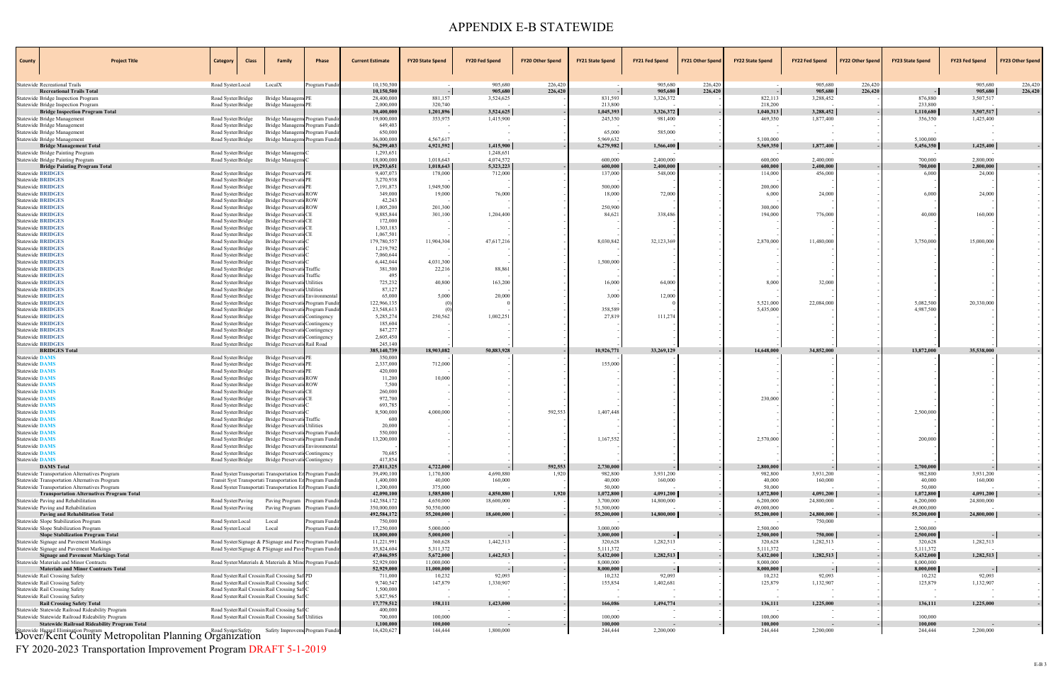# APPENDIX E-B STATEWIDE

| County | Project Title | Category | Class | Family | Phase | Current Estimate | FY20 State Spend | FY20 Fed Spend | FY20 Other Spend | FY21 State Spend | FY21 Fed Spend | FY21 Other Spend | FY22 State Spend | FY22 Fed Spend | FY22 Other Spend | FY23 State Spend | FY23 Fed Spend | FY23 Other Spend |
|---|---|---|---|---|---|---|---|---|---|---|---|---|---|---|---|---|---|---|
| Statewide | Recreational Trails | Road System | Local | LocalX | Program Fundin | 10,150,500 | - | 905,680 | 226,420 | - | 905,680 | 226,420 | - | 905,680 | 226,420 | | 905,680 | 226,420 |
| | **Recreational Trails Total** | | | | | **10,150,500** | **-** | **905,680** | **226,420** | **-** | **905,680** | **226,420** | **-** | **905,680** | **226,420** | **-** | **905,680** | **226,420** |
| Statewide | Bridge Inspection Program | Road System | Bridge | Bridge Manageme | PE | 28,400,000 | 881,157 | 3,524,625 | - | 831,593 | 3,326,372 | - | 822,113 | 3,288,452 | - | 876,880 | 3,507,517 | |
| Statewide | Bridge Inspection Program | Road System | Bridge | Bridge Manageme | PE | 2,000,000 | 320,740 | - | - | 213,800 | - | - | 218,200 | - | - | 233,800 | - | |
| | **Bridge Inspection Program Total** | | | | | **30,400,000** | **1,201,896** | **3,524,625** | **-** | **1,045,393** | **3,326,372** | **-** | **1,040,313** | **3,288,452** | **-** | **1,110,680** | **3,507,517** | **-** |
| Statewide | Bridge Management | Road System | Bridge | Bridge Manageme | Program Fundin | 19,000,000 | 353,975 | 1,415,900 | - | 245,350 | 981,400 | - | 469,350 | 1,877,400 | - | 356,350 | 1,425,400 | |
| Statewide | Bridge Management | Road System | Bridge | Bridge Manageme | Program Fundin | 649,403 | - | - | - | - | - | - | - | - | - | - | - | |
| Statewide | Bridge Management | Road System | Bridge | Bridge Manageme | Program Fundin | 650,000 | - | - | - | 65,000 | 585,000 | - | - | - | - | - | - | |
| Statewide | Bridge Management | Road System | Bridge | Bridge Manageme | Program Fundin | 36,000,000 | 4,567,617 | - | - | 5,969,632 | - | - | 5,100,000 | - | - | 5,100,000 | - | |
| | **Bridge Management Total** | | | | | **56,299,403** | **4,921,592** | **1,415,900** | **-** | **6,279,982** | **1,566,400** | **-** | **5,569,350** | **1,877,400** | **-** | **5,456,350** | **1,425,400** | **-** |
| Statewide | Bridge Painting Program | Road System | Bridge | Bridge Manageme | C | 1,293,651 | - | 1,248,651 | - | - | - | - | - | - | - | - | - | |
| Statewide | Bridge Painting Program | Road System | Bridge | Bridge Manageme | C | 18,000,000 | 1,018,643 | 4,074,572 | - | 600,000 | 2,400,000 | - | 600,000 | 2,400,000 | - | 700,000 | 2,800,000 | |
| | **Bridge Painting Program Total** | | | | | **19,293,651** | **1,018,643** | **5,323,223** | **-** | **600,000** | **2,400,000** | **-** | **600,000** | **2,400,000** | **-** | **700,000** | **2,800,000** | **-** |
| Statewide | BRIDGES | Road System | Bridge | Bridge Preservatio | PE | 9,407,073 | 178,000 | 712,000 | - | 137,000 | 548,000 | - | 114,000 | 456,000 | - | 6,000 | 24,000 | - |
| Statewide | BRIDGES | Road System | Bridge | Bridge Preservatio | PE | 3,270,938 | - | - | - | - | - | - | - | - | - | - | - | - |
| Statewide | BRIDGES | Road System | Bridge | Bridge Preservatio | PE | 7,191,873 | 1,949,500 | - | - | 500,000 | - | - | 200,000 | - | - | - | - | - |
| Statewide | BRIDGES | Road System | Bridge | Bridge Preservatio | ROW | 349,000 | 19,000 | 76,000 | - | 18,000 | 72,000 | - | 6,000 | 24,000 | - | 6,000 | 24,000 | - |
| Statewide | BRIDGES | Road System | Bridge | Bridge Preservatio | ROW | 42,243 | - | - | - | - | - | - | - | - | - | - | - | - |
| Statewide | BRIDGES | Road System | Bridge | Bridge Preservatio | ROW | 1,005,200 | 201,300 | - | - | 250,900 | - | - | 300,000 | - | - | - | - | - |
| Statewide | BRIDGES | Road System | Bridge | Bridge Preservatio | CE | 9,885,844 | 301,100 | 1,204,400 | - | 84,621 | 338,486 | - | 194,000 | 776,000 | - | 40,000 | 160,000 | - |
| Statewide | BRIDGES | Road System | Bridge | Bridge Preservatio | CE | 172,000 | - | - | - | - | - | - | - | - | - | - | - | - |
| Statewide | BRIDGES | Road System | Bridge | Bridge Preservatio | CE | 1,303,183 | - | - | - | - | - | - | - | - | - | - | - | - |
| Statewide | BRIDGES | Road System | Bridge | Bridge Preservatio | CE | 1,067,501 | - | - | - | - | - | - | - | - | - | - | - | - |
| Statewide | BRIDGES | Road System | Bridge | Bridge Preservatio | C | 179,780,557 | 11,904,304 | 47,617,216 | - | 8,030,842 | 32,123,369 | - | 2,870,000 | 11,480,000 | - | 3,750,000 | 15,000,000 | - |
| Statewide | BRIDGES | Road System | Bridge | Bridge Preservatio | C | 1,219,792 | - | - | - | - | - | - | - | - | - | - | - | - |
| Statewide | BRIDGES | Road System | Bridge | Bridge Preservatio | C | 7,060,644 | - | - | - | - | - | - | - | - | - | - | - | - |
| Statewide | BRIDGES | Road System | Bridge | Bridge Preservatio | C | 6,442,044 | 4,031,300 | - | - | 1,500,000 | - | - | - | - | - | - | - | - |
| Statewide | BRIDGES | Road System | Bridge | Bridge Preservatio | Traffic | 381,500 | 22,216 | 88,861 | - | - | - | - | - | - | - | - | - | - |
| Statewide | BRIDGES | Road System | Bridge | Bridge Preservatio | Traffic | 495 | - | - | - | - | - | - | - | - | - | - | - | - |
| Statewide | BRIDGES | Road System | Bridge | Bridge Preservatio | Utilities | 725,232 | 40,800 | 163,200 | - | 16,000 | 64,000 | - | 8,000 | 32,000 | - | - | - | - |
| Statewide | BRIDGES | Road System | Bridge | Bridge Preservatio | Utilities | 87,127 | - | - | - | - | - | - | - | - | - | - | - | - |
| Statewide | BRIDGES | Road System | Bridge | Bridge Preservatio | Environmental | 65,000 | 5,000 | 20,000 | - | 3,000 | 12,000 | - | - | - | - | - | - | - |
| Statewide | BRIDGES | Road System | Bridge | Bridge Preservatio | Program Fundin | 122,966,135 | (0) | 0 | - | - | 0 | - | 5,521,000 | 22,084,000 | - | 5,082,500 | 20,330,000 | - |
| Statewide | BRIDGES | Road System | Bridge | Bridge Preservatio | Program Fundin | 23,548,613 | (0) | - | - | 358,589 | - | - | 5,435,000 | - | - | 4,987,500 | - | - |
| Statewide | BRIDGES | Road System | Bridge | Bridge Preservatio | Contingency | 5,285,274 | 250,562 | 1,002,251 | - | 27,819 | 111,274 | - | - | - | - | - | - | - |
| Statewide | BRIDGES | Road System | Bridge | Bridge Preservatio | Contingency | 185,604 | - | - | - | - | - | - | - | - | - | - | - | - |
| Statewide | BRIDGES | Road System | Bridge | Bridge Preservatio | Contingency | 847,277 | - | - | - | - | - | - | - | - | - | - | - | - |
| Statewide | BRIDGES | Road System | Bridge | Bridge Preservatio | Contingency | 2,605,450 | - | - | - | - | - | - | - | - | - | - | - | - |
| Statewide | BRIDGES | Road System | Bridge | Bridge Preservatio | Rail Road | 245,140 | - | - | - | - | - | - | - | - | - | - | - | - |
| | **BRIDGES Total** | | | | | **385,140,739** | **18,903,082** | **50,883,928** | **-** | **10,926,771** | **33,269,129** | **-** | **14,648,000** | **34,852,000** | **-** | **13,872,000** | **35,538,000** | **-** |
| Statewide | DAMS | Road System | Bridge | Bridge Preservatio | PE | 350,000 | - | - | - | - | - | - | - | - | - | - | - | - |
| Statewide | DAMS | Road System | Bridge | Bridge Preservatio | PE | 2,337,000 | 712,000 | - | - | 155,000 | - | - | - | - | - | - | - | - |
| Statewide | DAMS | Road System | Bridge | Bridge Preservatio | PE | 420,000 | - | - | - | - | - | - | - | - | - | - | - | - |
| Statewide | DAMS | Road System | Bridge | Bridge Preservatio | ROW | 11,200 | 10,000 | - | - | - | - | - | - | - | - | - | - | - |
| Statewide | DAMS | Road System | Bridge | Bridge Preservatio | ROW | 7,500 | - | - | - | - | - | - | - | - | - | - | - | - |
| Statewide | DAMS | Road System | Bridge | Bridge Preservatio | CE | 260,000 | - | - | - | - | - | - | - | - | - | - | - | - |
| Statewide | DAMS | Road System | Bridge | Bridge Preservatio | CE | 972,700 | - | - | - | - | - | - | 230,000 | - | - | - | - | - |
| Statewide | DAMS | Road System | Bridge | Bridge Preservatio | C | 693,785 | - | - | - | - | - | - | - | - | - | - | - | - |
| Statewide | DAMS | Road System | Bridge | Bridge Preservatio | C | 8,500,000 | 4,000,000 | - | 592,553 | 1,407,448 | - | - | - | - | - | 2,500,000 | - | - |
| Statewide | DAMS | Road System | Bridge | Bridge Preservatio | Traffic | 600 | - | - | - | - | - | - | - | - | - | - | - | - |
| Statewide | DAMS | Road System | Bridge | Bridge Preservatio | Utilities | 20,000 | - | - | - | - | - | - | - | - | - | - | - | - |
| Statewide | DAMS | Road System | Bridge | Bridge Preservatio | Program Fundin | 550,000 | - | - | - | - | - | - | - | - | - | - | - | - |
| Statewide | DAMS | Road System | Bridge | Bridge Preservatio | Program Fundin | 13,200,000 | - | - | - | 1,167,552 | - | - | 2,570,000 | - | - | 200,000 | - | - |
| Statewide | DAMS | Road System | Bridge | Bridge Preservatio | Environmental | - | - | - | - | - | - | - | - | - | - | - | - | - |
| Statewide | DAMS | Road System | Bridge | Bridge Preservatio | Contingency | 70,685 | - | - | - | - | - | - | - | - | - | - | - | - |
| Statewide | DAMS | Road System | Bridge | Bridge Preservatio | Contingency | 417,854 | - | - | - | - | - | - | - | - | - | - | - | - |
| | **DAMS Total** | | | | | **27,811,325** | **4,722,000** | **-** | **592,553** | **2,730,000** | **-** | **-** | **2,800,000** | **-** | **-** | **2,700,000** | **-** | **-** |
| Statewide | Transportation Alternatives Program | Road System | Transportati | Transportation En | Program Fundin | 39,490,100 | 1,170,800 | 4,690,880 | 1,920 | 982,800 | 3,931,200 | - | 982,800 | 3,931,200 | - | 982,800 | 3,931,200 | |
| Statewide | Transportation Alternatives Program | Transit Syst | Transportati | Transportation En | Program Fundin | 1,400,000 | 40,000 | 160,000 | - | 40,000 | 160,000 | - | 40,000 | 160,000 | - | 40,000 | 160,000 | |
| Statewide | Transportation Alternatives Program | Road System | Transportati | Transportation En | Program Fundin | 1,200,000 | 375,000 | - | - | 50,000 | - | - | 50,000 | - | - | 50,000 | - | |
| | **Transportation Alternatives Program Total** | | | | | **42,090,100** | **1,585,800** | **4,850,880** | **1,920** | **1,072,800** | **4,091,200** | **-** | **1,072,800** | **4,091,200** | **-** | **1,072,800** | **4,091,200** | **-** |
| Statewide | Paving and Rehabilitation | Road System | Paving | Paving Program | Program Fundin | 142,584,172 | 4,650,000 | 18,600,000 | - | 3,700,000 | 14,800,000 | - | 6,200,000 | 24,800,000 | - | 6,200,000 | 24,800,000 | |
| Statewide | Paving and Rehabilitation | Road System | Paving | Paving Program | Program Fundin | 350,000,000 | 50,550,000 | - | - | 51,500,000 | - | - | 49,000,000 | - | - | 49,000,000 | - | |
| | **Paving and Rehabilitation Total** | | | | | **492,584,172** | **55,200,000** | **18,600,000** | **-** | **55,200,000** | **14,800,000** | **-** | **55,200,000** | **24,800,000** | **-** | **55,200,000** | **24,800,000** | **-** |
| Statewide | Slope Stabilization Program | Road System | Local | Local | Program Fundin | 750,000 | - | - | - | - | - | - | - | 750,000 | - | - | - | |
| Statewide | Slope Stabilization Program | Road System | Local | Local | Program Fundin | 17,250,000 | 5,000,000 | - | - | 3,000,000 | - | - | 2,500,000 | - | - | 2,500,000 | - | |
| | **Slope Stabilization Program Total** | | | | | **18,000,000** | **5,000,000** | **-** | **-** | **3,000,000** | **-** | **-** | **2,500,000** | **750,000** | **-** | **2,500,000** | **-** | **-** |
| Statewide | Signage and Pavement Markings | Road System | Signage & P | Signage and Pave | Program Fundin | 11,221,991 | 360,628 | 1,442,513 | - | 320,628 | 1,282,513 | - | 320,628 | 1,282,513 | - | 320,628 | 1,282,513 | |
| Statewide | Signage and Pavement Markings | Road System | Signage & P | Signage and Pave | Program Fundin | 35,824,604 | 5,311,372 | - | - | 5,111,372 | - | - | 5,111,372 | - | - | 5,111,372 | - | |
| | **Signage and Pavement Markings Total** | | | | | **47,046,595** | **5,672,000** | **1,442,513** | **-** | **5,432,000** | **1,282,513** | **-** | **5,432,000** | **1,282,513** | **-** | **5,432,000** | **1,282,513** | **-** |
| Statewide | Materials and Minor Contracts | Road System | Materials & | Materials & Mino | Program Fundin | 52,929,000 | 11,000,000 | - | - | 8,000,000 | - | - | 8,000,000 | - | - | 8,000,000 | - | |
| | **Materials and Minor Contracts Total** | | | | | **52,929,000** | **11,000,000** | **-** | **-** | **8,000,000** | **-** | **-** | **8,000,000** | **-** | **-** | **8,000,000** | **-** | **-** |
| Statewide | Rail Crossing Safety | Road System | Rail Crossin | Rail Crossing Saf | PD | 711,000 | 10,232 | 92,093 | - | 10,232 | 92,093 | - | 10,232 | 92,093 | - | 10,232 | 92,093 | - |
| Statewide | Rail Crossing Safety | Road System | Rail Crossin | Rail Crossing Saf | C | 9,740,547 | 147,879 | 1,330,907 | - | 155,854 | 1,402,681 | - | 125,879 | 1,132,907 | - | 125,879 | 1,132,907 | - |
| Statewide | Rail Crossing Safety | Road System | Rail Crossin | Rail Crossing Saf | C | 1,500,000 | - | - | - | - | - | - | - | - | - | - | - | - |
| Statewide | Rail Crossing Safety | Road System | Rail Crossin | Rail Crossing Saf | C | 5,827,965 | - | - | - | - | - | - | - | - | - | - | - | - |
| | **Rail Crossing Safety Total** | | | | | **17,779,512** | **158,111** | **1,423,000** | **-** | **166,086** | **1,494,774** | **-** | **136,111** | **1,225,000** | **-** | **136,111** | **1,225,000** | **-** |
| Statewide | Statewide Railroad Rideability Program | Road System | Rail Crossin | Rail Crossing Saf | C | 400,000 | - | - | - | - | - | - | - | - | - | - | - | |
| Statewide | Statewide Railroad Rideability Program | Road System | Rail Crossin | Rail Crossing Saf | Utilities | 700,000 | 100,000 | - | - | 100,000 | - | - | 100,000 | - | - | 100,000 | - | |
| | **Statewide Railroad Rideability Program Total** | | | | | **1,100,000** | **100,000** | **-** | **-** | **100,000** | **-** | **-** | **100,000** | **-** | **-** | **100,000** | **-** | **-** |
| Statewide | Hazard Elimination Program | Road System | Safety | Safety Improveme | Program Fundin | 16,420,627 | 144,444 | 1,800,000 | - | 244,444 | 2,200,000 | - | 244,444 | 2,200,000 | - | 244,444 | 2,200,000 | |

Dover/Kent County Metropolitan Planning Organization

FY 2020-2023 Transportation Improvement Program DRAFT 5-1-2019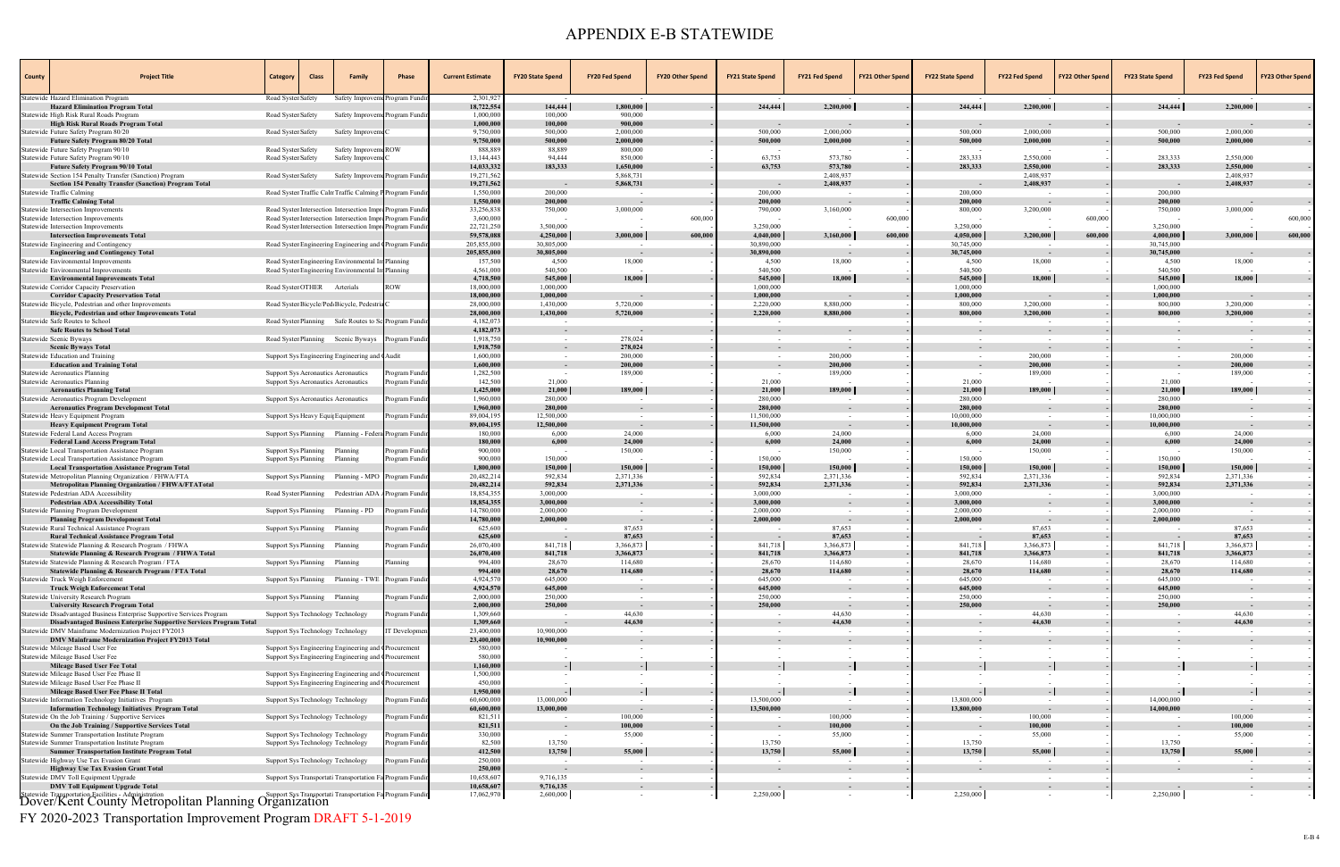# APPENDIX E-B STATEWIDE

| County | Project Title | Category | Class | Family | Phase | Current Estimate | FY20 State Spend | FY20 Fed Spend | FY20 Other Spend | FY21 State Spend | FY21 Fed Spend | FY21 Other Spend | FY22 State Spend | FY22 Fed Spend | FY22 Other Spend | FY23 State Spend | FY23 Fed Spend | FY23 Other Spend |
|---|---|---|---|---|---|---|---|---|---|---|---|---|---|---|---|---|---|---|
| Statewide | Hazard Elimination Program | Road System | Safety | Safety Improvements | Program Funding | 2,501,927 | - | - | | - | - | | - | - | | - | - | |
| | **Hazard Elimination Program Total** | | | | | 18,722,554 | 144,444 | 1,800,000 | - | 244,444 | 2,200,000 | - | 244,444 | 2,200,000 | - | 244,444 | 2,200,000 | - |
| Statewide | High Risk Rural Roads Program | Road System | Safety | Safety Improvements | Program Funding | 1,000,000 | 100,000 | 900,000 | | | | | | | | | | |
| | **High Risk Rural Roads Program Total** | | | | | 1,000,000 | 100,000 | 900,000 | - | - | - | - | - | - | - | - | - | - |
| Statewide | Future Safety Program 80/20 | Road System | Safety | Safety Improvements | C | 9,750,000 | 500,000 | 2,000,000 | | 500,000 | 2,000,000 | | 500,000 | 2,000,000 | | 500,000 | 2,000,000 | |
| | **Future Safety Program 80/20 Total** | | | | | 9,750,000 | 500,000 | 2,000,000 | - | 500,000 | 2,000,000 | - | 500,000 | 2,000,000 | - | 500,000 | 2,000,000 | - |
| Statewide | Future Safety Program 90/10 | Road System | Safety | Safety Improvements | ROW | 888,889 | 88,889 | 800,000 | | - | - | | - | - | | - | - | |
| Statewide | Future Safety Program 90/10 | Road System | Safety | Safety Improvements | C | 13,144,443 | 94,444 | 850,000 | | 63,753 | 573,780 | | 283,333 | 2,550,000 | | 283,333 | 2,550,000 | |
| | **Future Safety Program 90/10 Total** | | | | | 14,033,332 | 183,333 | 1,650,000 | - | 63,753 | 573,780 | - | 283,333 | 2,550,000 | - | 283,333 | 2,550,000 | - |
| Statewide | Section 154 Penalty Transfer (Sanction) Program | Road System | Safety | Safety Improvements | Program Funding | 19,271,562 | | 5,868,731 | | | 2,408,937 | | | 2,408,937 | | | 2,408,937 | |
| | **Section 154 Penalty Transfer (Sanction) Program Total** | | | | | 19,271,562 | - | 5,868,731 | - | - | 2,408,937 | - | - | 2,408,937 | - | - | 2,408,937 | - |
| Statewide | Traffic Calming | Road System | Traffic Calming | Traffic Calming Projects | Program Funding | 1,550,000 | 200,000 | - | | 200,000 | - | | 200,000 | - | | 200,000 | | |
| | **Traffic Calming Total** | | | | | 1,550,000 | 200,000 | - | - | 200,000 | - | - | 200,000 | - | - | 200,000 | - | - |
| Statewide | Intersection Improvements | Road System | Intersection | Intersection Improvements | Program Funding | 33,256,838 | 750,000 | 3,000,000 | | 790,000 | 3,160,000 | | 800,000 | 3,200,000 | | 750,000 | 3,000,000 | |
| Statewide | Intersection Improvements | Road System | Intersection | Intersection Improvements | Program Funding | 3,600,000 | | - | 600,000 | - | - | 600,000 | - | - | 600,000 | - | - | 600,000 |
| Statewide | Intersection Improvements | Road System | Intersection | Intersection Improvements | Program Funding | 22,721,250 | 3,500,000 | - | | 3,250,000 | - | | 3,250,000 | - | | 3,250,000 | | |
| | **Intersection Improvements Total** | | | | | 59,578,088 | 4,250,000 | 3,000,000 | 600,000 | 4,040,000 | 3,160,000 | 600,000 | 4,050,000 | 3,200,000 | 600,000 | 4,000,000 | 3,000,000 | 600,000 |
| Statewide | Engineering and Contingency | Road System | Engineering and Contingency | Engineering and Contingency | Program Funding | 205,855,000 | 30,805,000 | - | | 30,890,000 | - | | 30,745,000 | - | | 30,745,000 | | |
| | **Engineering and Contingency Total** | | | | | 205,855,000 | 30,805,000 | - | - | 30,890,000 | - | - | 30,745,000 | - | - | 30,745,000 | - | - |
| Statewide | Environmental Improvements | Road System | Engineering and Contingency | Environmental Improvements | Planning | 157,500 | 4,500 | 18,000 | | 4,500 | 18,000 | | 4,500 | 18,000 | | 4,500 | 18,000 | |
| Statewide | Environmental Improvements | Road System | Engineering and Contingency | Environmental Improvements | Planning | 4,561,000 | 540,500 | - | | 540,500 | - | | 540,500 | - | | 540,500 | - | |
| | **Environmental Improvements Total** | | | | | 4,718,500 | 545,000 | 18,000 | - | 545,000 | 18,000 | - | 545,000 | 18,000 | - | 545,000 | 18,000 | - |
| Statewide | Corridor Capacity Preservation | Road System | OTHER | Arterials | ROW | 18,000,000 | 1,000,000 | | | 1,000,000 | | | 1,000,000 | | | 1,000,000 | | |
| | **Corridor Capacity Preservation Total** | | | | | 18,000,000 | 1,000,000 | - | - | 1,000,000 | - | - | 1,000,000 | - | - | 1,000,000 | - | - |
| Statewide | Bicycle, Pedestrian and other Improvements | Road System | Bicycle/Pedestrian | Bicycle, Pedestrian | C | 28,000,000 | 1,430,000 | 5,720,000 | | 2,220,000 | 8,880,000 | | 800,000 | 3,200,000 | | 800,000 | 3,200,000 | |
| | **Bicycle, Pedestrian and other Improvements Total** | | | | | 28,000,000 | 1,430,000 | 5,720,000 | - | 2,220,000 | 8,880,000 | - | 800,000 | 3,200,000 | - | 800,000 | 3,200,000 | - |
| Statewide | Safe Routes to School | Road System | Planning | Safe Routes to School | Program Funding | 4,182,073 | - | - | | | | | | | | | | |
| | **Safe Routes to School Total** | | | | | 4,182,073 | - | - | - | - | - | - | - | - | - | - | - | - |
| Statewide | Scenic Byways | Road System | Planning | Scenic Byways | Program Funding | 1,918,750 | - | 278,024 | | - | - | | - | - | | - | - | |
| | **Scenic Byways Total** | | | | | 1,918,750 | - | 278,024 | - | - | - | - | - | - | - | - | - | - |
| Statewide | Education and Training | Support System | Engineering and Contingency | Engineering and Contingency | Audit | 1,600,000 | - | 200,000 | | - | 200,000 | | - | 200,000 | | - | 200,000 | |
| | **Education and Training Total** | | | | | 1,600,000 | - | 200,000 | - | - | 200,000 | - | - | 200,000 | - | - | 200,000 | - |
| Statewide | Aeronautics Planning | Support System | Aeronautics | Aeronautics | Program Funding | 1,282,500 | - | 189,000 | | - | 189,000 | | - | 189,000 | | - | 189,000 | |
| Statewide | Aeronautics Planning | Support System | Aeronautics | Aeronautics | Program Funding | 142,500 | 21,000 | - | | 21,000 | - | | 21,000 | - | | 21,000 | - | |
| | **Aeronautics Planning Total** | | | | | 1,425,000 | 21,000 | 189,000 | - | 21,000 | 189,000 | - | 21,000 | 189,000 | - | 21,000 | 189,000 | - |
| Statewide | Aeronautics Program Development | Support System | Aeronautics | Aeronautics | Program Funding | 1,960,000 | 280,000 | | | 280,000 | | | 280,000 | | | 280,000 | | |
| | **Aeronautics Program Development Total** | | | | | 1,960,000 | 280,000 | - | - | 280,000 | - | - | 280,000 | - | - | 280,000 | - | - |
| Statewide | Heavy Equipment Program | Support System | Heavy Equipment | Equipment | Program Funding | 89,004,195 | 12,500,000 | - | | 11,500,000 | - | | 10,000,000 | - | | 10,000,000 | - | |
| | **Heavy Equipment Program Total** | | | | | 89,004,195 | 12,500,000 | - | - | 11,500,000 | - | - | 10,000,000 | - | - | 10,000,000 | - | - |
| Statewide | Federal Land Access Program | Support System | Planning | Planning - Federal | Program Funding | 180,000 | 6,000 | 24,000 | | 6,000 | 24,000 | | 6,000 | 24,000 | | 6,000 | 24,000 | |
| | **Federal Land Access Program Total** | | | | | 180,000 | 6,000 | 24,000 | - | 6,000 | 24,000 | - | 6,000 | 24,000 | - | 6,000 | 24,000 | - |
| Statewide | Local Transportation Assistance Program | Support System | Planning | Planning | Program Funding | 900,000 | - | 150,000 | | - | 150,000 | | - | 150,000 | | - | 150,000 | |
| Statewide | Local Transportation Assistance Program | Support System | Planning | Planning | Program Funding | 900,000 | 150,000 | - | | 150,000 | - | | 150,000 | - | | 150,000 | - | |
| | **Local Transportation Assistance Program Total** | | | | | 1,800,000 | 150,000 | 150,000 | - | 150,000 | 150,000 | - | 150,000 | 150,000 | - | 150,000 | 150,000 | - |
| Statewide | Metropolitan Planning Organization / FHWA/FTA | Support System | Planning | Planning - MPO | Program Funding | 20,482,214 | 592,834 | 2,371,336 | | 592,834 | 2,371,336 | | 592,834 | 2,371,336 | | 592,834 | 2,371,336 | |
| | **Metropolitan Planning Organization / FHWA/FTATotal** | | | | | 20,482,214 | 592,834 | 2,371,336 | - | 592,834 | 2,371,336 | - | 592,834 | 2,371,336 | - | 592,834 | 2,371,336 | - |
| Statewide | Pedestrian ADA Accessibility | Road System | Planning | Pedestrian ADA | Program Funding | 18,854,355 | 3,000,000 | - | | 3,000,000 | - | | 3,000,000 | - | | 3,000,000 | - | |
| | **Pedestrian ADA Accessibility Total** | | | | | 18,854,355 | 3,000,000 | - | - | 3,000,000 | - | - | 3,000,000 | - | - | 3,000,000 | - | - |
| Statewide | Planning Program Development | Support System | Planning | Planning - PD | Program Funding | 14,780,000 | 2,000,000 | - | | 2,000,000 | - | | 2,000,000 | - | | 2,000,000 | - | |
| | **Planning Program Development Total** | | | | | 14,780,000 | 2,000,000 | - | - | 2,000,000 | - | - | 2,000,000 | - | - | 2,000,000 | - | - |
| Statewide | Rural Technical Assistance Program | Support System | Planning | Planning | Program Funding | 625,600 | - | 87,653 | | - | 87,653 | | - | 87,653 | | - | 87,653 | |
| | **Rural Technical Assistance Program Total** | | | | | 625,600 | - | 87,653 | - | - | 87,653 | - | - | 87,653 | - | - | 87,653 | - |
| Statewide | Statewide Planning & Research Program / FHWA | Support System | Planning | Planning | Program Funding | 26,070,400 | 841,718 | 3,366,873 | | 841,718 | 3,366,873 | | 841,718 | 3,366,873 | | 841,718 | 3,366,873 | |
| | **Statewide Planning & Research Program / FHWA Total** | | | | | 26,070,400 | 841,718 | 3,366,873 | - | 841,718 | 3,366,873 | - | 841,718 | 3,366,873 | - | 841,718 | 3,366,873 | - |
| Statewide | Statewide Planning & Research Program / FTA | Support System | Planning | Planning | Planning | 994,400 | 28,670 | 114,680 | | 28,670 | 114,680 | | 28,670 | 114,680 | | 28,670 | 114,680 | |
| | **Statewide Planning & Research Program / FTA Total** | | | | | 994,400 | 28,670 | 114,680 | - | 28,670 | 114,680 | - | 28,670 | 114,680 | - | 28,670 | 114,680 | - |
| Statewide | Truck Weigh Enforcement | Support System | Planning | Planning - TWE | Program Funding | 4,924,570 | 645,000 | - | | 645,000 | - | | 645,000 | - | | 645,000 | - | |
| | **Truck Weigh Enforcement Total** | | | | | 4,924,570 | 645,000 | - | - | 645,000 | - | - | 645,000 | - | - | 645,000 | - | - |
| Statewide | University Research Program | Support System | Planning | Planning | Program Funding | 2,000,000 | 250,000 | - | | 250,000 | - | | 250,000 | - | | 250,000 | - | |
| | **University Research Program Total** | | | | | 2,000,000 | 250,000 | - | - | 250,000 | - | - | 250,000 | - | - | 250,000 | - | - |
| Statewide | Disadvantaged Business Enterprise Supportive Services Program | Support System | Technology | Technology | Program Funding | 1,309,660 | - | 44,630 | | - | 44,630 | | - | 44,630 | | - | 44,630 | |
| | **Disadvantaged Business Enterprise Supportive Services Program Total** | | | | | 1,309,660 | - | 44,630 | - | - | 44,630 | - | - | 44,630 | - | - | 44,630 | - |
| Statewide | DMV Mainframe Modernization Project FY2013 | Support System | Technology | Technology | IT Development | 23,400,000 | 10,900,000 | - | | - | - | | - | - | | - | - | |
| | **DMV Mainframe Modernization Project FY2013 Total** | | | | | 23,400,000 | 10,900,000 | - | - | - | - | - | - | - | - | - | - | - |
| Statewide | Mileage Based User Fee | Support System | Engineering and Contingency | Engineering and Contingency | Procurement | 580,000 | - | - | | - | - | | - | - | | - | - | |
| Statewide | Mileage Based User Fee | Support System | Engineering and Contingency | Engineering and Contingency | Procurement | 580,000 | - | - | | - | - | | - | - | | - | - | |
| | **Mileage Based User Fee Total** | | | | | 1,160,000 | - | - | - | - | - | - | - | - | - | - | - | - |
| Statewide | Mileage Based User Fee Phase II | Support System | Engineering and Contingency | Engineering and Contingency | Procurement | 1,500,000 | - | - | | - | - | | - | - | | - | - | |
| Statewide | Mileage Based User Fee Phase II | Support System | Engineering and Contingency | Engineering and Contingency | Procurement | 450,000 | - | - | | - | - | | - | - | | - | - | |
| | **Mileage Based User Fee Phase II Total** | | | | | 1,950,000 | - | - | - | - | - | - | - | - | - | - | - | - |
| Statewide | Information Technology Initiatives Program | Support System | Technology | Technology | Program Funding | 60,600,000 | 13,000,000 | - | | 13,500,000 | - | | 13,800,000 | - | | 14,000,000 | - | |
| | **Information Technology Initiatives Program Total** | | | | | 60,600,000 | 13,000,000 | - | - | 13,500,000 | - | - | 13,800,000 | - | - | 14,000,000 | - | - |
| Statewide | On the Job Training / Supportive Services | Support System | Technology | Technology | Program Funding | 821,511 | - | 100,000 | | - | 100,000 | | - | 100,000 | | - | 100,000 | |
| | **On the Job Training / Supportive Services Total** | | | | | 821,511 | - | 100,000 | - | - | 100,000 | - | - | 100,000 | - | - | 100,000 | - |
| Statewide | Summer Transportation Institute Program | Support System | Technology | Technology | Program Funding | 330,000 | - | 55,000 | | - | 55,000 | | - | 55,000 | | - | 55,000 | |
| Statewide | Summer Transportation Institute Program | Support System | Technology | Technology | Program Funding | 82,500 | 13,750 | - | | 13,750 | - | | 13,750 | - | | 13,750 | - | |
| | **Summer Transportation Institute Program Total** | | | | | 412,500 | 13,750 | 55,000 | - | 13,750 | 55,000 | - | 13,750 | 55,000 | - | 13,750 | 55,000 | - |
| Statewide | Highway Use Tax Evasion Grant | Support System | Technology | Technology | Program Funding | 250,000 | - | - | | - | - | | - | - | | - | - | |
| | **Highway Use Tax Evasion Grant Total** | | | | | 250,000 | - | - | - | - | - | - | - | - | - | - | - | - |
| Statewide | DMV Toll Equipment Upgrade | Support System | Transportation Facilities | Transportation Facilities | Program Funding | 10,658,607 | 9,716,135 | - | | | - | | | - | | | - | |
| | **DMV Toll Equipment Upgrade Total** | | | | | 10,658,607 | 9,716,135 | - | - | - | - | - | - | - | - | - | - | - |
| Statewide | Transportation Facilities - Administration | Support System | Transportation Facilities | Transportation Facilities | Program Funding | 17,062,970 | 2,600,000 | - | - | 2,250,000 | - | - | 2,250,000 | - | - | 2,250,000 | - | - |

Dover/Kent County Metropolitan Planning Organization

FY 2020-2023 Transportation Improvement Program DRAFT 5-1-2019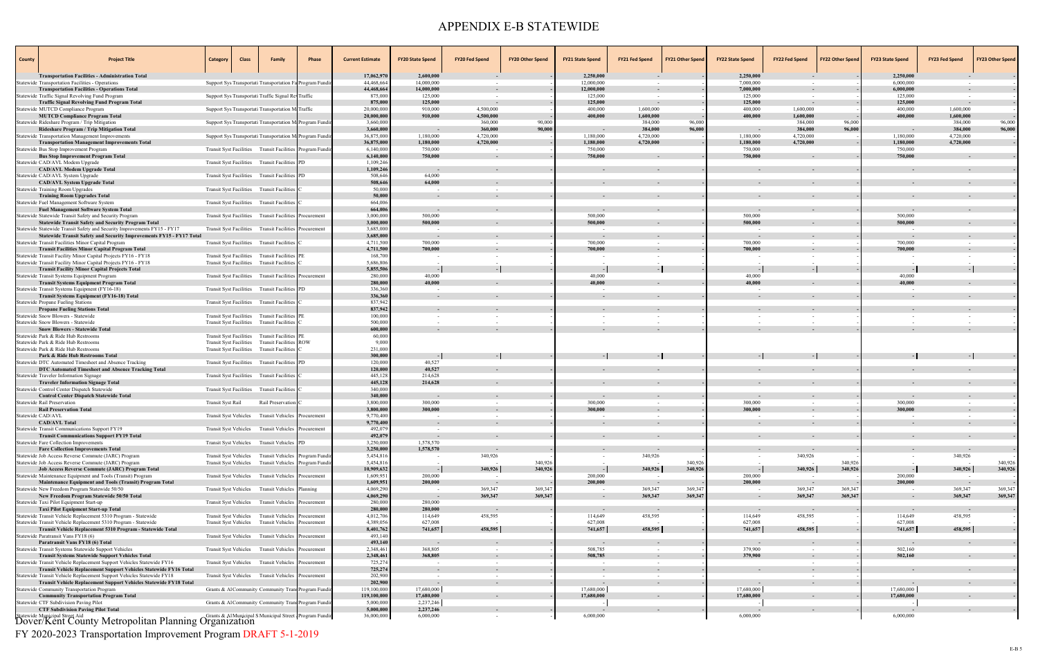# APPENDIX E-B STATEWIDE

| County | Project Title | Category | Class | Family | Phase | Current Estimate | FY20 State Spend | FY20 Fed Spend | FY20 Other Spend | FY21 State Spend | FY21 Fed Spend | FY21 Other Spend | FY22 State Spend | FY22 Fed Spend | FY22 Other Spend | FY23 State Spend | FY23 Fed Spend | FY23 Other Spend |
|---|---|---|---|---|---|---|---|---|---|---|---|---|---|---|---|---|---|---|
| | **Transportation Facilities - Administration Total** | | | | | 17,062,970 | 2,600,000 | - | - | 2,250,000 | - | - | 2,250,000 | - | - | 2,250,000 | - | - |
| Statewide | Transportation Facilities - Operations | Support Sys | Transportati | Transportation Fa | Program Fundi | 44,468,664 | 14,000,000 | - | - | 12,000,000 | - | - | 7,000,000 | - | - | 6,000,000 | - | - |
| | **Transportation Facilities - Operations Total** | | | | | 44,468,664 | 14,000,000 | - | - | 12,000,000 | - | - | 7,000,000 | - | - | 6,000,000 | - | - |
| Statewide | Traffic Signal Revolving Fund Program | Support Sys | Transportati | Traffic Signal Rev | Traffic | 875,000 | 125,000 | | | 125,000 | | | 125,000 | | | 125,000 | | |
| | **Traffic Signal Revolving Fund Program Total** | | | | | 875,000 | 125,000 | - | - | 125,000 | - | - | 125,000 | - | - | 125,000 | - | - |
| Statewide | MUTCD Compliance Program | Support Sys | Transportati | Transportation M | Traffic | 20,000,000 | 910,000 | 4,500,000 | - | 400,000 | 1,600,000 | - | 400,000 | 1,600,000 | - | 400,000 | 1,600,000 | - |
| | **MUTCD Compliance Program Total** | | | | | 20,000,000 | 910,000 | 4,500,000 | - | 400,000 | 1,600,000 | - | 400,000 | 1,600,000 | - | 400,000 | 1,600,000 | - |
| Statewide | Rideshare Program / Trip Mitigation | Support Sys | Transportati | Transportation M | Program Fundi | 3,660,000 | - | 360,000 | 90,000 | - | 384,000 | 96,000 | - | 384,000 | 96,000 | - | 384,000 | 96,000 |
| | **Rideshare Program / Trip Mitigation Total** | | | | | 3,660,000 | - | 360,000 | 90,000 | - | 384,000 | 96,000 | - | 384,000 | 96,000 | - | 384,000 | 96,000 |
| Statewide | Transportation Management Improvements | Support Sys | Transportati | Transportation M | Program Fundi | 36,875,000 | 1,180,000 | 4,720,000 | - | 1,180,000 | 4,720,000 | - | 1,180,000 | 4,720,000 | - | 1,180,000 | 4,720,000 | - |
| | **Transportation Management Improvements Total** | | | | | 36,875,000 | 1,180,000 | 4,720,000 | - | 1,180,000 | 4,720,000 | - | 1,180,000 | 4,720,000 | - | 1,180,000 | 4,720,000 | - |
| Statewide | Bus Stop Improvement Program | Transit Syst | Facilities | Transit Facilities | Program Fundi | 6,140,000 | 750,000 | - | | 750,000 | | | 750,000 | | | 750,000 | | |
| | **Bus Stop Improvement Program Total** | | | | | 6,140,000 | 750,000 | - | - | 750,000 | - | - | 750,000 | - | - | 750,000 | - | - |
| Statewide | CAD/AVL Modem Upgrade | Transit Syst | Facilities | Transit Facilities | PD | 1,109,246 | | | | | | | | | | | | |
| | **CAD/AVL Modem Upgrade Total** | | | | | 1,109,246 | - | - | - | - | - | - | - | - | - | - | - | - |
| Statewide | CAD/AVL System Upgrade | Transit Syst | Facilities | Transit Facilities | PD | 508,646 | 64,000 | | | | | | | | | | | |
| | **CAD/AVL System Upgrade Total** | | | | | 508,646 | 64,000 | - | - | - | - | - | - | - | - | - | - | - |
| Statewide | Training Room Upgrades | Transit Syst | Facilities | Transit Facilities | C | 50,000 | - | - | | | | | | | | | | |
| | **Training Room Upgrades Total** | | | | | 50,000 | - | - | - | - | - | - | - | - | - | - | - | - |
| Statewide | Fuel Management Software System | Transit Syst | Facilities | Transit Facilities | C | 664,006 | | | | | | | | | | | | |
| | **Fuel Management Software System Total** | | | | | 664,006 | - | - | - | - | - | - | - | - | - | - | - | - |
| Statewide | Statewide Transit Safety and Security Program | Transit Syst | Facilities | Transit Facilities | Procurement | 3,000,000 | 500,000 | | | 500,000 | | | 500,000 | | | 500,000 | | |
| | **Statewide Transit Safety and Security Program Total** | | | | | 3,000,000 | 500,000 | - | - | 500,000 | - | - | 500,000 | - | - | 500,000 | - | - |
| Statewide | Statewide Transit Safety and Security Improvements FY15 - FY17 | Transit Syst | Facilities | Transit Facilities | Procurement | 3,685,000 | - | | | - | | | - | | | - | | |
| | **Statewide Transit Safety and Security Improvements FY15 - FY17 Total** | | | | | 3,685,000 | - | - | - | - | - | - | - | - | - | - | - | - |
| Statewide | Transit Facilities Minor Capital Program | Transit Syst | Facilities | Transit Facilities | C | 4,711,500 | 700,000 | - | - | 700,000 | - | - | 700,000 | - | - | 700,000 | - | - |
| | **Transit Facilities Minor Capital Program Total** | | | | | 4,711,500 | 700,000 | - | - | 700,000 | - | - | 700,000 | - | - | 700,000 | - | - |
| Statewide | Transit Facility Minor Capital Projects FY16 - FY18 | Transit Syst | Facilities | Transit Facilities | PE | 168,700 | - | - | - | - | - | - | - | - | - | - | - | - |
| Statewide | Transit Facility Minor Capital Projects FY16 - FY18 | Transit Syst | Facilities | Transit Facilities | C | 5,686,806 | - | - | - | - | - | - | - | - | - | - | - | - |
| | **Transit Facility Minor Capital Projects Total** | | | | | 5,855,506 | - | - | - | - | - | - | - | - | - | - | - | - |
| Statewide | Transit Systems Equipment Program | Transit Syst | Facilities | Transit Facilities | Procurement | 280,000 | 40,000 | | | 40,000 | | | 40,000 | | | 40,000 | | |
| | **Transit Systems Equipment Program Total** | | | | | 280,000 | 40,000 | - | - | 40,000 | - | - | 40,000 | - | - | 40,000 | - | - |
| Statewide | Transit Systems Equipment (FY16-18) | Transit Syst | Facilities | Transit Facilities | PD | 336,360 | - | | | - | | | - | | | - | | |
| | **Transit Systems Equipment (FY16-18) Total** | | | | | 336,360 | - | - | - | - | - | - | - | - | - | - | - | - |
| Statewide | Propane Fueling Stations | Transit Syst | Facilities | Transit Facilities | C | 837,942 | | | | | | | | | | | | |
| | **Propane Fueling Stations Total** | | | | | 837,942 | - | - | - | - | - | - | - | - | - | - | - | - |
| Statewide | Snow Blowers - Statewide | Transit Syst | Facilities | Transit Facilities | PE | 100,000 | - | - | - | - | - | - | - | - | - | - | - | - |
| Statewide | Snow Blowers - Statewide | Transit Syst | Facilities | Transit Facilities | C | 500,000 | - | - | - | - | - | - | - | - | - | - | - | - |
| | **Snow Blowers - Statewide Total** | | | | | 600,000 | - | - | - | - | - | - | - | - | - | - | - | - |
| Statewide | Park & Ride Hub Restrooms | Transit Syst | Facilities | Transit Facilities | PE | 60,000 | | | | | | | | | | | | |
| Statewide | Park & Ride Hub Restrooms | Transit Syst | Facilities | Transit Facilities | ROW | 9,000 | | | | | | | | | | | | |
| Statewide | Park & Ride Hub Restrooms | Transit Syst | Facilities | Transit Facilities | C | 231,000 | | | | | | | | | | | | |
| | **Park & Ride Hub Restrooms Total** | | | | | 300,000 | - | - | - | - | - | - | - | - | - | - | - | - |
| Statewide | DTC Automated Timesheet and Absence Tracking | Transit Syst | Facilities | Transit Facilities | PD | 120,000 | 40,527 | | | | | | | | | | | |
| | **DTC Automated Timesheet and Absence Tracking Total** | | | | | 120,000 | 40,527 | - | - | - | - | - | - | - | - | - | - | - |
| Statewide | Traveler Information Signage | Transit Syst | Facilities | Transit Facilities | C | 445,128 | 214,628 | | | | | | | | | | | |
| | **Traveler Information Signage Total** | | | | | 445,128 | 214,628 | - | - | - | - | - | - | - | - | - | - | - |
| Statewide | Control Center Dispatch Statewide | Transit Syst | Facilities | Transit Facilities | C | 340,000 | | | | | | | | | | | | |
| | **Control Center Dispatch Statewide Total** | | | | | 340,000 | - | - | - | - | - | - | - | - | - | - | - | - |
| Statewide | Rail Preservation | Transit Syst | Rail | Rail Preservation | C | 3,800,000 | 300,000 | - | - | 300,000 | - | - | 300,000 | - | - | 300,000 | - | - |
| | **Rail Preservation Total** | | | | | 3,800,000 | 300,000 | - | - | 300,000 | - | - | 300,000 | - | - | 300,000 | - | - |
| Statewide | CAD/AVL | Transit Syst | Vehicles | Transit Vehicles | Procurement | 9,770,400 | - | - | - | - | - | - | - | - | - | - | - | - |
| | **CAD/AVL Total** | | | | | 9,770,400 | - | - | - | - | - | - | - | - | - | - | - | - |
| Statewide | Transit Communications Support FY19 | Transit Syst | Vehicles | Transit Vehicles | Procurement | 492,079 | - | | | | | | | | | | | |
| | **Transit Communications Support FY19 Total** | | | | | 492,079 | - | - | - | - | - | - | - | - | - | - | - | - |
| Statewide | Fare Collection Improvements | Transit Syst | Vehicles | Transit Vehicles | PD | 3,250,000 | 1,578,570 | | | | | | | | | | | |
| | **Fare Collection Improvements Total** | | | | | 3,250,000 | 1,578,570 | - | - | - | - | - | - | - | - | - | - | - |
| Statewide | Job Access Reverse Commute (JARC) Program | Transit Syst | Vehicles | Transit Vehicles | Program Fundi | 5,454,816 | - | 340,926 | - | - | 340,926 | - | - | 340,926 | - | - | 340,926 | - |
| Statewide | Job Access Reverse Commute (JARC) Program | Transit Syst | Vehicles | Transit Vehicles | Program Fundi | 5,454,816 | - | - | 340,926 | - | - | 340,926 | - | - | 340,926 | - | - | 340,926 |
| | **Job Access Reverse Commute (JARC) Program Total** | | | | | 10,909,632 | - | 340,926 | 340,926 | - | 340,926 | 340,926 | - | 340,926 | 340,926 | - | 340,926 | 340,926 |
| Statewide | Maintenance Equipment and Tools (Transit) Program | Transit Syst | Vehicles | Transit Vehicles | Procurement | 1,609,951 | 200,000 | - | - | 200,000 | - | - | 200,000 | - | - | 200,000 | - | - |
| | **Maintenance Equipment and Tools (Transit) Program Total** | | | | | 1,609,951 | 200,000 | - | - | 200,000 | - | - | 200,000 | - | - | 200,000 | - | - |
| Statewide | New Freedom Program Statewide 50/50 | Transit Syst | Vehicles | Transit Vehicles | Planning | 4,069,290 | - | 369,347 | 369,347 | - | 369,347 | 369,347 | - | 369,347 | 369,347 | - | 369,347 | 369,347 |
| | **New Freedom Program Statewide 50/50 Total** | | | | | 4,069,290 | - | 369,347 | 369,347 | - | 369,347 | 369,347 | - | 369,347 | 369,347 | - | 369,347 | 369,347 |
| Statewide | Taxi Pilot Equipment Start-up | Transit Syst | Vehicles | Transit Vehicles | Procurement | 280,000 | 280,000 | | | | | | | | | | | |
| | **Taxi Pilot Equipment Start-up Total** | | | | | 280,000 | 280,000 | - | - | - | - | - | - | - | - | - | - | - |
| Statewide | Transit Vehicle Replacement 5310 Program - Statewide | Transit Syst | Vehicles | Transit Vehicles | Procurement | 4,012,706 | 114,649 | 458,595 | - | 114,649 | 458,595 | - | 114,649 | 458,595 | - | 114,649 | 458,595 | - |
| Statewide | Transit Vehicle Replacement 5310 Program - Statewide | Transit Syst | Vehicles | Transit Vehicles | Procurement | 4,389,056 | 627,008 | - | - | 627,008 | - | - | 627,008 | - | - | 627,008 | - | - |
| | **Transit Vehicle Replacement 5310 Program - Statewide Total** | | | | | 8,401,762 | 741,657 | 458,595 | - | 741,657 | 458,595 | - | 741,657 | 458,595 | - | 741,657 | 458,595 | - |
| Statewide | Paratransit Vans FY18 (6) | Transit Syst | Vehicles | Transit Vehicles | Procurement | 493,140 | | | | | | | | | | | | |
| | **Paratransit Vans FY18 (6) Total** | | | | | 493,140 | - | - | - | - | - | - | - | - | - | - | - | - |
| Statewide | Transit Systems Statewide Support Vehicles | Transit Syst | Vehicles | Transit Vehicles | Procurement | 2,348,461 | 368,805 | - | - | 508,785 | - | - | 379,900 | - | - | 502,160 | - | - |
| | **Transit Systems Statewide Support Vehicles Total** | | | | | 2,348,461 | 368,805 | - | - | 508,785 | - | - | 379,900 | - | - | 502,160 | - | - |
| Statewide | Transit Vehicle Replacement Support Vehicles Statewide FY16 | Transit Syst | Vehicles | Transit Vehicles | Procurement | 725,274 | - | - | - | - | - | - | - | - | - | | | |
| | **Transit Vehicle Replacement Support Vehicles Statewide FY16 Total** | | | | | 725,274 | - | - | - | - | - | - | - | - | - | - | - | - |
| Statewide | Transit Vehicle Replacement Support Vehicles Statewide FY18 | Transit Syst | Vehicles | Transit Vehicles | Procurement | 202,900 | - | - | - | - | - | - | - | - | - | | | |
| | **Transit Vehicle Replacement Support Vehicles Statewide FY18 Total** | | | | | 202,900 | - | - | - | - | - | - | - | - | - | - | - | - |
| Statewide | Community Transportation Program | Grants & Al | Community | Community Trans | Program Fundi | 119,100,000 | 17,680,000 | | | 17,680,000 | | | 17,680,000 | | | 17,680,000 | | |
| | **Community Transportation Program Total** | | | | | 119,100,000 | 17,680,000 | - | - | 17,680,000 | - | - | 17,680,000 | - | - | 17,680,000 | - | - |
| Statewide | CTF Subdivision Paving Pilot | Grants & Al | Community | Community Trans | Program Fundi | 5,000,000 | 2,237,246 | | | - | | | - | | | - | | |
| | **CTF Subdivision Paving Pilot Total** | | | | | 5,000,000 | 2,237,246 | - | - | - | - | - | - | - | - | - | - | - |
| Statewide | Municipal Street Aid | Grants & Al | Municipal S | Municipal Street | Program Fundi | 36,000,000 | 6,000,000 | - | - | 6,000,000 | | | 6,000,000 | | | 6,000,000 | | |

Dover/Kent County Metropolitan Planning Organization

FY 2020-2023 Transportation Improvement Program DRAFT 5-1-2019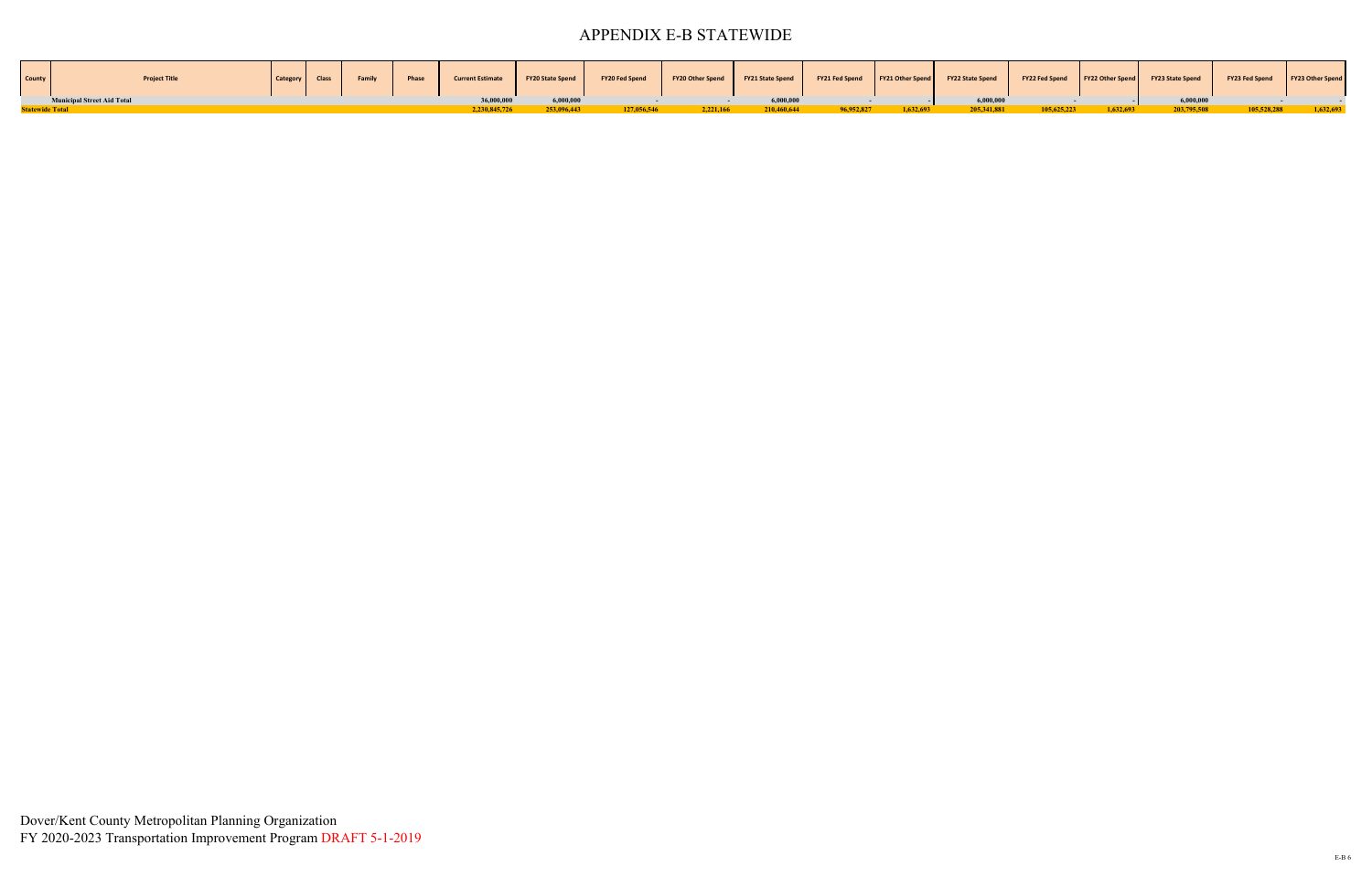# APPENDIX E-B STATEWIDE

| County | Project Title | Category | Class | Family | Phase | Current Estimate | FY20 State Spend | FY20 Fed Spend | FY20 Other Spend | FY21 State Spend | FY21 Fed Spend | FY21 Other Spend | FY22 State Spend | FY22 Fed Spend | FY22 Other Spend | FY23 State Spend | FY23 Fed Spend | FY23 Other Spend |
|---|---|---|---|---|---|---|---|---|---|---|---|---|---|---|---|---|---|---|
| | Municipal Street Aid Total | | | | | 36,000,000 | 6,000,000 | - | - | 6,000,000 | - | - | 6,000,000 | - | - | 6,000,000 | - | - |
| Statewide Total | | | | | | 2,230,845,726 | 253,096,443 | 127,056,546 | 2,221,166 | 210,460,644 | 96,952,827 | 1,632,693 | 205,341,881 | 105,625,223 | 1,632,693 | 203,795,508 | 105,528,288 | 1,632,693 |

Dover/Kent County Metropolitan Planning Organization
FY 2020-2023 Transportation Improvement Program DRAFT 5-1-2019